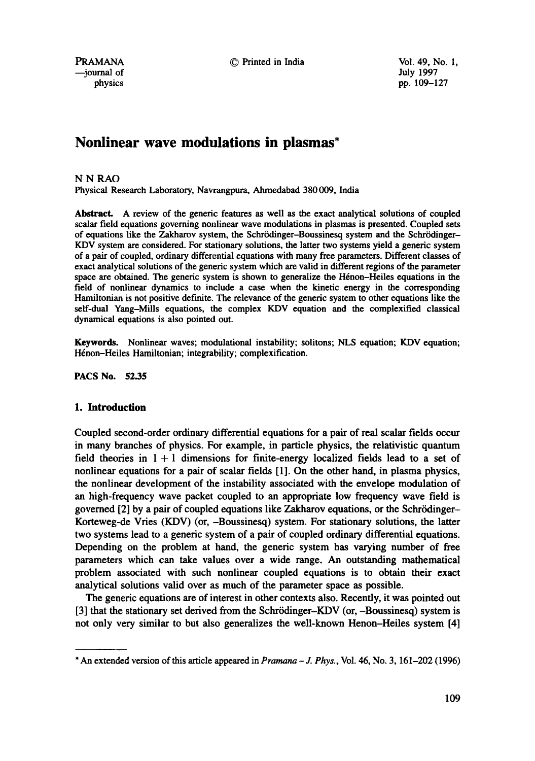# Nonlinear wave modulations in plasmas*

N N RAO

Physical Research Laboratory, Navrangpura, Ahmedabad 380 009, India

**Abstract.** A review of the generic features as well as the exact analytical solutions of coupled scalar field equations governing nonlinear wave modulations in plasmas is presented. Coupled sets of equations like the Zakharov system, the Schrödinger–Boussinesq system and the Schrödinger–KDV system are considered. For stationary solutions, the latter two systems yield a generic system of a pair of coupled, ordinary differential equations with many free parameters. Different classes of exact analytical solutions of the generic system which are valid in different regions of the parameter space are obtained. The generic system is shown to generalize the Hénon–Heiles equations in the field of nonlinear dynamics to include a case when the kinetic energy in the corresponding Hamiltonian is not positive definite. The relevance of the generic system to other equations like the self-dual Yang–Mills equations, the complex KDV equation and the complexified classical dynamical equations is also pointed out.

**Keywords.** Nonlinear waves; modulational instability; solitons; NLS equation; KDV equation; Hénon–Heiles Hamiltonian; integrability; complexification.

**PACS No. 52.35**

## 1. Introduction

Coupled second-order ordinary differential equations for a pair of real scalar fields occur in many branches of physics. For example, in particle physics, the relativistic quantum field theories in $1 + 1$ dimensions for finite-energy localized fields lead to a set of nonlinear equations for a pair of scalar fields [1]. On the other hand, in plasma physics, the nonlinear development of the instability associated with the envelope modulation of an high-frequency wave packet coupled to an appropriate low frequency wave field is governed [2] by a pair of coupled equations like Zakharov equations, or the Schrödinger–Korteweg-de Vries (KDV) (or, –Boussinesq) system. For stationary solutions, the latter two systems lead to a generic system of a pair of coupled ordinary differential equations. Depending on the problem at hand, the generic system has varying number of free parameters which can take values over a wide range. An outstanding mathematical problem associated with such nonlinear coupled equations is to obtain their exact analytical solutions valid over as much of the parameter space as possible.

The generic equations are of interest in other contexts also. Recently, it was pointed out [3] that the stationary set derived from the Schrödinger–KDV (or, –Boussinesq) system is not only very similar to but also generalizes the well-known Henon–Heiles system [4]

---

* An extended version of this article appeared in *Pramana – J. Phys.*, Vol. 46, No. 3, 161–202 (1996)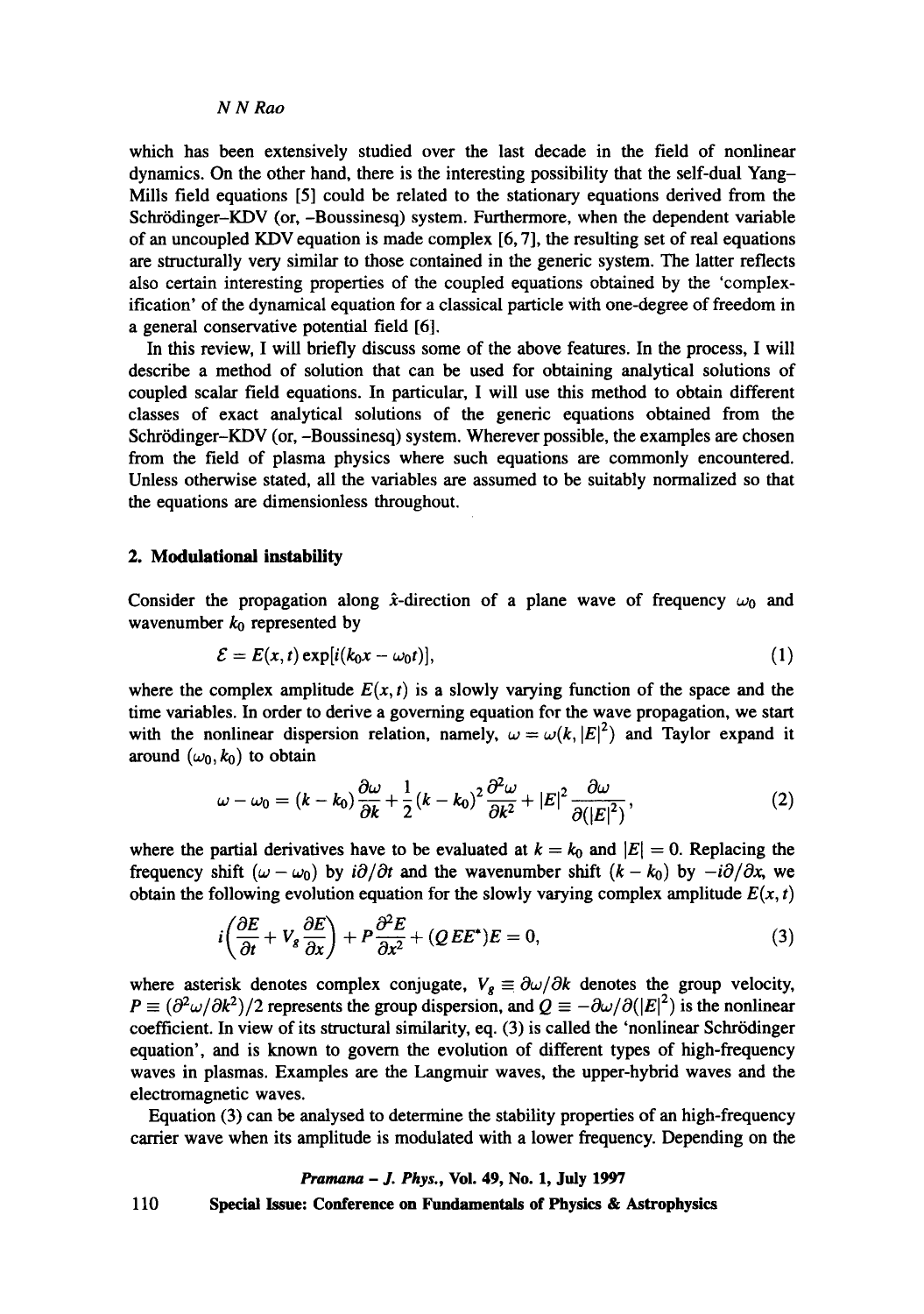which has been extensively studied over the last decade in the field of nonlinear dynamics. On the other hand, there is the interesting possibility that the self-dual Yang–Mills field equations [5] could be related to the stationary equations derived from the Schrödinger–KDV (or, –Boussinesq) system. Furthermore, when the dependent variable of an uncoupled KDV equation is made complex [6, 7], the resulting set of real equations are structurally very similar to those contained in the generic system. The latter reflects also certain interesting properties of the coupled equations obtained by the 'complexification' of the dynamical equation for a classical particle with one-degree of freedom in a general conservative potential field [6].

In this review, I will briefly discuss some of the above features. In the process, I will describe a method of solution that can be used for obtaining analytical solutions of coupled scalar field equations. In particular, I will use this method to obtain different classes of exact analytical solutions of the generic equations obtained from the Schrödinger–KDV (or, –Boussinesq) system. Wherever possible, the examples are chosen from the field of plasma physics where such equations are commonly encountered. Unless otherwise stated, all the variables are assumed to be suitably normalized so that the equations are dimensionless throughout.

## 2. Modulational instability

Consider the propagation along $\hat{x}$-direction of a plane wave of frequency $\omega_0$ and wavenumber $k_0$ represented by

$$\mathcal{E} = E(x,t)\exp[i(k_0 x - \omega_0 t)], \tag{1}$$

where the complex amplitude $E(x,t)$ is a slowly varying function of the space and the time variables. In order to derive a governing equation for the wave propagation, we start with the nonlinear dispersion relation, namely, $\omega = \omega(k, |E|^2)$ and Taylor expand it around $(\omega_0, k_0)$ to obtain

$$\omega - \omega_0 = (k - k_0)\frac{\partial \omega}{\partial k} + \frac{1}{2}(k - k_0)^2 \frac{\partial^2 \omega}{\partial k^2} + |E|^2 \frac{\partial \omega}{\partial(|E|^2)}, \tag{2}$$

where the partial derivatives have to be evaluated at $k = k_0$ and $|E| = 0$. Replacing the frequency shift $(\omega - \omega_0)$ by $i\partial/\partial t$ and the wavenumber shift $(k - k_0)$ by $-i\partial/\partial x$, we obtain the following evolution equation for the slowly varying complex amplitude $E(x,t)$

$$i\left(\frac{\partial E}{\partial t} + V_g \frac{\partial E}{\partial x}\right) + P\frac{\partial^2 E}{\partial x^2} + (QEE^*)E = 0, \tag{3}$$

where asterisk denotes complex conjugate, $V_g \equiv \partial\omega/\partial k$ denotes the group velocity, $P \equiv (\partial^2\omega/\partial k^2)/2$ represents the group dispersion, and $Q \equiv -\partial\omega/\partial(|E|^2)$ is the nonlinear coefficient. In view of its structural similarity, eq. (3) is called the 'nonlinear Schrödinger equation', and is known to govern the evolution of different types of high-frequency waves in plasmas. Examples are the Langmuir waves, the upper-hybrid waves and the electromagnetic waves.

Equation (3) can be analysed to determine the stability properties of an high-frequency carrier wave when its amplitude is modulated with a lower frequency. Depending on the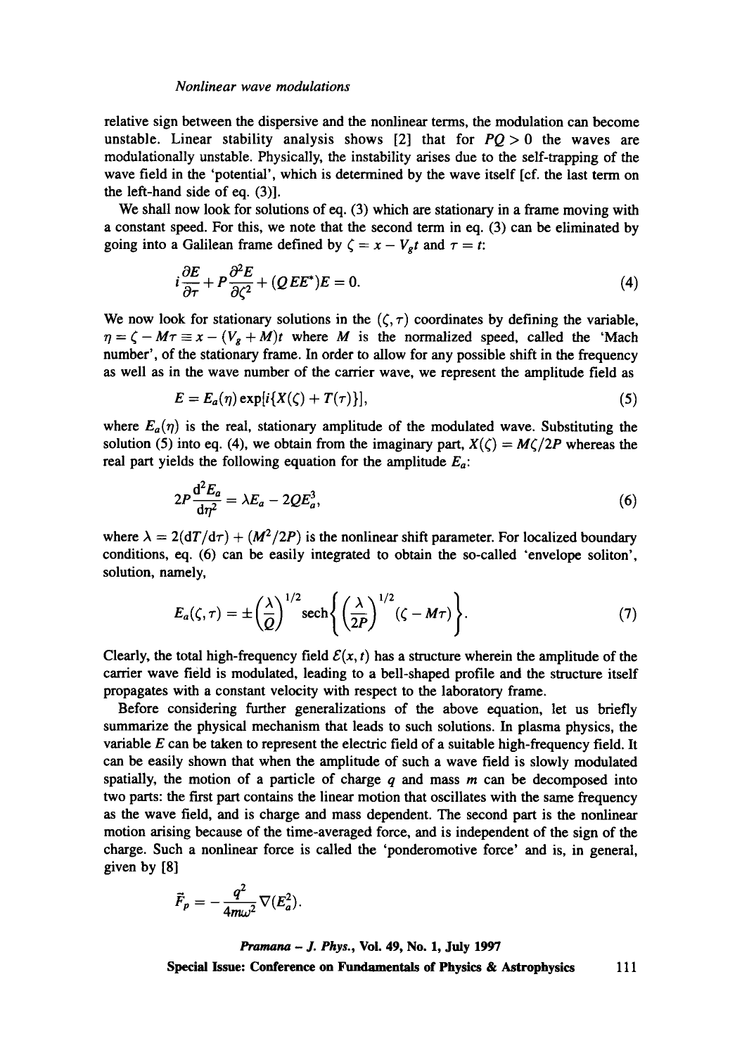relative sign between the dispersive and the nonlinear terms, the modulation can become unstable. Linear stability analysis shows [2] that for $PQ > 0$ the waves are modulationally unstable. Physically, the instability arises due to the self-trapping of the wave field in the 'potential', which is determined by the wave itself [cf. the last term on the left-hand side of eq. (3)].

We shall now look for solutions of eq. (3) which are stationary in a frame moving with a constant speed. For this, we note that the second term in eq. (3) can be eliminated by going into a Galilean frame defined by $\zeta = x - V_g t$ and $\tau = t$:

$$i\frac{\partial E}{\partial \tau} + P\frac{\partial^2 E}{\partial \zeta^2} + (QEE^*)E = 0. \tag{4}$$

We now look for stationary solutions in the $(\zeta, \tau)$ coordinates by defining the variable, $\eta = \zeta - M\tau \equiv x - (V_g + M)t$ where $M$ is the normalized speed, called the 'Mach number', of the stationary frame. In order to allow for any possible shift in the frequency as well as in the wave number of the carrier wave, we represent the amplitude field as

$$E = E_a(\eta)\exp[i\{X(\zeta) + T(\tau)\}], \tag{5}$$

where $E_a(\eta)$ is the real, stationary amplitude of the modulated wave. Substituting the solution (5) into eq. (4), we obtain from the imaginary part, $X(\zeta) = M\zeta/2P$ whereas the real part yields the following equation for the amplitude $E_a$:

$$2P\frac{\mathrm{d}^2 E_a}{\mathrm{d}\eta^2} = \lambda E_a - 2QE_a^3, \tag{6}$$

where $\lambda = 2(\mathrm{d}T/\mathrm{d}\tau) + (M^2/2P)$ is the nonlinear shift parameter. For localized boundary conditions, eq. (6) can be easily integrated to obtain the so-called 'envelope soliton', solution, namely,

$$E_a(\zeta, \tau) = \pm\left(\frac{\lambda}{Q}\right)^{1/2}\operatorname{sech}\left\{\left(\frac{\lambda}{2P}\right)^{1/2}(\zeta - M\tau)\right\}. \tag{7}$$

Clearly, the total high-frequency field $\mathcal{E}(x, t)$ has a structure wherein the amplitude of the carrier wave field is modulated, leading to a bell-shaped profile and the structure itself propagates with a constant velocity with respect to the laboratory frame.

Before considering further generalizations of the above equation, let us briefly summarize the physical mechanism that leads to such solutions. In plasma physics, the variable $E$ can be taken to represent the electric field of a suitable high-frequency field. It can be easily shown that when the amplitude of such a wave field is slowly modulated spatially, the motion of a particle of charge $q$ and mass $m$ can be decomposed into two parts: the first part contains the linear motion that oscillates with the same frequency as the wave field, and is charge and mass dependent. The second part is the nonlinear motion arising because of the time-averaged force, and is independent of the sign of the charge. Such a nonlinear force is called the 'ponderomotive force' and is, in general, given by [8]

$$\vec{F}_p = -\frac{q^2}{4m\omega^2}\nabla(E_a^2).$$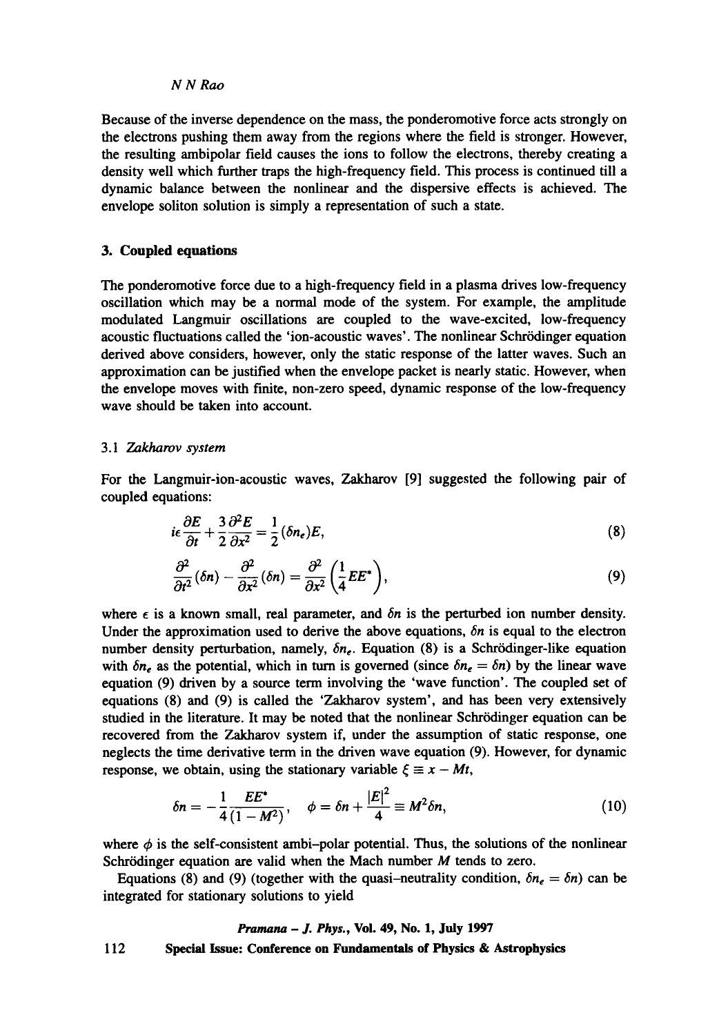Because of the inverse dependence on the mass, the ponderomotive force acts strongly on the electrons pushing them away from the regions where the field is stronger. However, the resulting ambipolar field causes the ions to follow the electrons, thereby creating a density well which further traps the high-frequency field. This process is continued till a dynamic balance between the nonlinear and the dispersive effects is achieved. The envelope soliton solution is simply a representation of such a state.

## 3. Coupled equations

The ponderomotive force due to a high-frequency field in a plasma drives low-frequency oscillation which may be a normal mode of the system. For example, the amplitude modulated Langmuir oscillations are coupled to the wave-excited, low-frequency acoustic fluctuations called the 'ion-acoustic waves'. The nonlinear Schrödinger equation derived above considers, however, only the static response of the latter waves. Such an approximation can be justified when the envelope packet is nearly static. However, when the envelope moves with finite, non-zero speed, dynamic response of the low-frequency wave should be taken into account.

### 3.1 *Zakharov system*

For the Langmuir-ion-acoustic waves, Zakharov [9] suggested the following pair of coupled equations:

$$i\epsilon\frac{\partial E}{\partial t} + \frac{3}{2}\frac{\partial^2 E}{\partial x^2} = \frac{1}{2}(\delta n_e)E, \tag{8}$$

$$\frac{\partial^2}{\partial t^2}(\delta n) - \frac{\partial^2}{\partial x^2}(\delta n) = \frac{\partial^2}{\partial x^2}\left(\frac{1}{4}EE^*\right), \tag{9}$$

where $\epsilon$ is a known small, real parameter, and $\delta n$ is the perturbed ion number density. Under the approximation used to derive the above equations, $\delta n$ is equal to the electron number density perturbation, namely, $\delta n_e$. Equation (8) is a Schrödinger-like equation with $\delta n_e$ as the potential, which in turn is governed (since $\delta n_e = \delta n$) by the linear wave equation (9) driven by a source term involving the 'wave function'. The coupled set of equations (8) and (9) is called the 'Zakharov system', and has been very extensively studied in the literature. It may be noted that the nonlinear Schrödinger equation can be recovered from the Zakharov system if, under the assumption of static response, one neglects the time derivative term in the driven wave equation (9). However, for dynamic response, we obtain, using the stationary variable $\xi \equiv x - Mt$,

$$\delta n = -\frac{1}{4}\frac{EE^*}{(1-M^2)}, \quad \phi = \delta n + \frac{|E|^2}{4} \equiv M^2 \delta n, \tag{10}$$

where $\phi$ is the self-consistent ambi–polar potential. Thus, the solutions of the nonlinear Schrödinger equation are valid when the Mach number $M$ tends to zero.

Equations (8) and (9) (together with the quasi–neutrality condition, $\delta n_e = \delta n$) can be integrated for stationary solutions to yield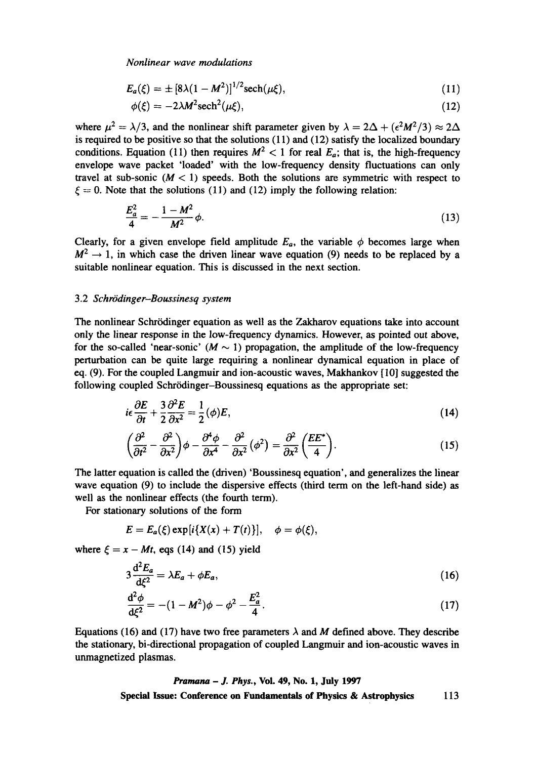$$E_a(\xi) = \pm [8\lambda(1 - M^2)]^{1/2}\text{sech}(\mu\xi), \tag{11}$$

$$\phi(\xi) = -2\lambda M^2 \text{sech}^2(\mu\xi), \tag{12}$$

where $\mu^2 = \lambda/3$, and the nonlinear shift parameter given by $\lambda = 2\Delta + (\epsilon^2 M^2/3) \approx 2\Delta$ is required to be positive so that the solutions (11) and (12) satisfy the localized boundary conditions. Equation (11) then requires $M^2 < 1$ for real $E_a$; that is, the high-frequency envelope wave packet 'loaded' with the low-frequency density fluctuations can only travel at sub-sonic ($M < 1$) speeds. Both the solutions are symmetric with respect to $\xi = 0$. Note that the solutions (11) and (12) imply the following relation:

$$\frac{E_a^2}{4} = -\frac{1 - M^2}{M^2}\phi. \tag{13}$$

Clearly, for a given envelope field amplitude $E_a$, the variable $\phi$ becomes large when $M^2 \to 1$, in which case the driven linear wave equation (9) needs to be replaced by a suitable nonlinear equation. This is discussed in the next section.

### 3.2 *Schrödinger–Boussinesq system*

The nonlinear Schrödinger equation as well as the Zakharov equations take into account only the linear response in the low-frequency dynamics. However, as pointed out above, for the so-called 'near-sonic' ($M \sim 1$) propagation, the amplitude of the low-frequency perturbation can be quite large requiring a nonlinear dynamical equation in place of eq. (9). For the coupled Langmuir and ion-acoustic waves, Makhankov [10] suggested the following coupled Schrödinger–Boussinesq equations as the appropriate set:

$$i\epsilon\frac{\partial E}{\partial t} + \frac{3}{2}\frac{\partial^2 E}{\partial x^2} = \frac{1}{2}(\phi)E, \tag{14}$$

$$\left(\frac{\partial^2}{\partial t^2} - \frac{\partial^2}{\partial x^2}\right)\phi - \frac{\partial^4\phi}{\partial x^4} - \frac{\partial^2}{\partial x^2}(\phi^2) = \frac{\partial^2}{\partial x^2}\left(\frac{EE^*}{4}\right). \tag{15}$$

The latter equation is called the (driven) 'Boussinesq equation', and generalizes the linear wave equation (9) to include the dispersive effects (third term on the left-hand side) as well as the nonlinear effects (the fourth term).

For stationary solutions of the form

$$E = E_a(\xi)\exp[i\{X(x) + T(t)\}], \quad \phi = \phi(\xi),$$

where $\xi = x - Mt$, eqs (14) and (15) yield

$$3\frac{\mathrm{d}^2 E_a}{\mathrm{d}\xi^2} = \lambda E_a + \phi E_a, \tag{16}$$

$$\frac{\mathrm{d}^2\phi}{\mathrm{d}\xi^2} = -(1 - M^2)\phi - \phi^2 - \frac{E_a^2}{4}. \tag{17}$$

Equations (16) and (17) have two free parameters $\lambda$ and $M$ defined above. They describe the stationary, bi-directional propagation of coupled Langmuir and ion-acoustic waves in unmagnetized plasmas.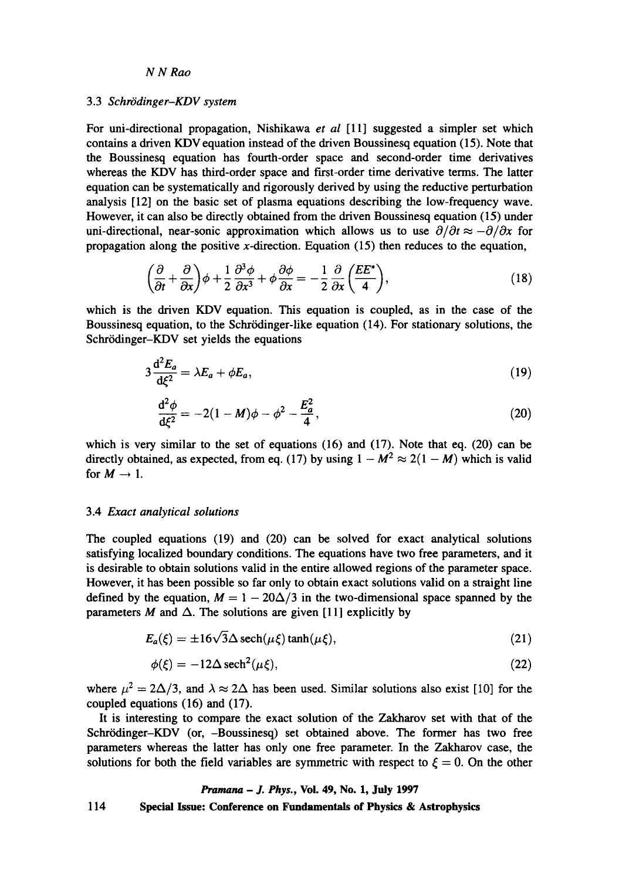### 3.3 *Schrödinger–KDV system*

For uni-directional propagation, Nishikawa *et al* [11] suggested a simpler set which contains a driven KDV equation instead of the driven Boussinesq equation (15). Note that the Boussinesq equation has fourth-order space and second-order time derivatives whereas the KDV has third-order space and first-order time derivative terms. The latter equation can be systematically and rigorously derived by using the reductive perturbation analysis [12] on the basic set of plasma equations describing the low-frequency wave. However, it can also be directly obtained from the driven Boussinesq equation (15) under uni-directional, near-sonic approximation which allows us to use $\partial/\partial t \approx -\partial/\partial x$ for propagation along the positive $x$-direction. Equation (15) then reduces to the equation,

$$\left(\frac{\partial}{\partial t} + \frac{\partial}{\partial x}\right)\phi + \frac{1}{2}\frac{\partial^3 \phi}{\partial x^3} + \phi\frac{\partial \phi}{\partial x} = -\frac{1}{2}\frac{\partial}{\partial x}\left(\frac{EE^*}{4}\right), \tag{18}$$

which is the driven KDV equation. This equation is coupled, as in the case of the Boussinesq equation, to the Schrödinger-like equation (14). For stationary solutions, the Schrödinger–KDV set yields the equations

$$3\frac{\mathrm{d}^2 E_a}{\mathrm{d}\xi^2} = \lambda E_a + \phi E_a, \tag{19}$$

$$\frac{\mathrm{d}^2 \phi}{\mathrm{d}\xi^2} = -2(1-M)\phi - \phi^2 - \frac{E_a^2}{4}, \tag{20}$$

which is very similar to the set of equations (16) and (17). Note that eq. (20) can be directly obtained, as expected, from eq. (17) by using $1 - M^2 \approx 2(1-M)$ which is valid for $M \to 1$.

### 3.4 *Exact analytical solutions*

The coupled equations (19) and (20) can be solved for exact analytical solutions satisfying localized boundary conditions. The equations have two free parameters, and it is desirable to obtain solutions valid in the entire allowed regions of the parameter space. However, it has been possible so far only to obtain exact solutions valid on a straight line defined by the equation, $M = 1 - 20\Delta/3$ in the two-dimensional space spanned by the parameters $M$ and $\Delta$. The solutions are given [11] explicitly by

$$E_a(\xi) = \pm 16\sqrt{3}\Delta\,\mathrm{sech}(\mu\xi)\tanh(\mu\xi), \tag{21}$$

$$\phi(\xi) = -12\Delta\,\mathrm{sech}^2(\mu\xi), \tag{22}$$

where $\mu^2 = 2\Delta/3$, and $\lambda \approx 2\Delta$ has been used. Similar solutions also exist [10] for the coupled equations (16) and (17).

It is interesting to compare the exact solution of the Zakharov set with that of the Schrödinger–KDV (or, –Boussinesq) set obtained above. The former has two free parameters whereas the latter has only one free parameter. In the Zakharov case, the solutions for both the field variables are symmetric with respect to $\xi = 0$. On the other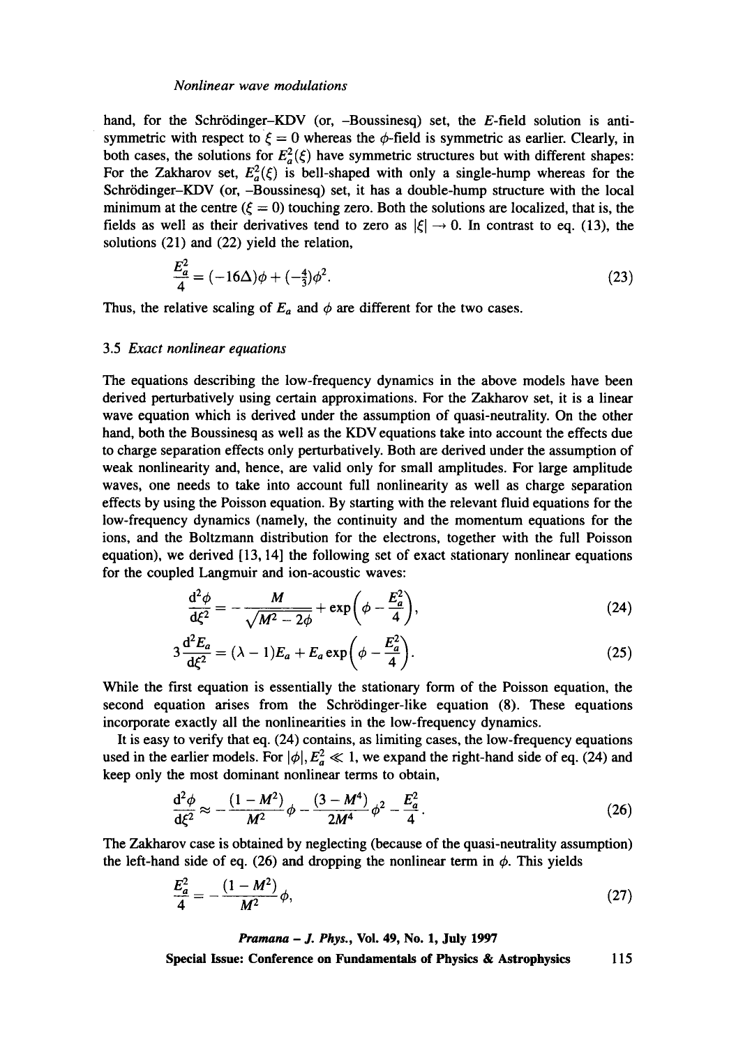hand, for the Schrödinger–KDV (or, –Boussinesq) set, the $E$-field solution is antisymmetric with respect to $\xi = 0$ whereas the $\phi$-field is symmetric as earlier. Clearly, in both cases, the solutions for $E_a^2(\xi)$ have symmetric structures but with different shapes: For the Zakharov set, $E_a^2(\xi)$ is bell-shaped with only a single-hump whereas for the Schrödinger–KDV (or, –Boussinesq) set, it has a double-hump structure with the local minimum at the centre ($\xi = 0$) touching zero. Both the solutions are localized, that is, the fields as well as their derivatives tend to zero as $|\xi| \to 0$. In contrast to eq. (13), the solutions (21) and (22) yield the relation,

$$\frac{E_a^2}{4} = (-16\Delta)\phi + (-\tfrac{4}{3})\phi^2. \tag{23}$$

Thus, the relative scaling of $E_a$ and $\phi$ are different for the two cases.

### 3.5 *Exact nonlinear equations*

The equations describing the low-frequency dynamics in the above models have been derived perturbatively using certain approximations. For the Zakharov set, it is a linear wave equation which is derived under the assumption of quasi-neutrality. On the other hand, both the Boussinesq as well as the KDV equations take into account the effects due to charge separation effects only perturbatively. Both are derived under the assumption of weak nonlinearity and, hence, are valid only for small amplitudes. For large amplitude waves, one needs to take into account full nonlinearity as well as charge separation effects by using the Poisson equation. By starting with the relevant fluid equations for the low-frequency dynamics (namely, the continuity and the momentum equations for the ions, and the Boltzmann distribution for the electrons, together with the full Poisson equation), we derived [13, 14] the following set of exact stationary nonlinear equations for the coupled Langmuir and ion-acoustic waves:

$$\frac{\mathrm{d}^2\phi}{\mathrm{d}\xi^2} = -\frac{M}{\sqrt{M^2 - 2\phi}} + \exp\left(\phi - \frac{E_a^2}{4}\right), \tag{24}$$

$$3\frac{\mathrm{d}^2 E_a}{\mathrm{d}\xi^2} = (\lambda - 1)E_a + E_a \exp\left(\phi - \frac{E_a^2}{4}\right). \tag{25}$$

While the first equation is essentially the stationary form of the Poisson equation, the second equation arises from the Schrödinger-like equation (8). These equations incorporate exactly all the nonlinearities in the low-frequency dynamics.

It is easy to verify that eq. (24) contains, as limiting cases, the low-frequency equations used in the earlier models. For $|\phi|, E_a^2 \ll 1$, we expand the right-hand side of eq. (24) and keep only the most dominant nonlinear terms to obtain,

$$\frac{\mathrm{d}^2\phi}{\mathrm{d}\xi^2} \approx -\frac{(1 - M^2)}{M^2}\phi - \frac{(3 - M^4)}{2M^4}\phi^2 - \frac{E_a^2}{4}. \tag{26}$$

The Zakharov case is obtained by neglecting (because of the quasi-neutrality assumption) the left-hand side of eq. (26) and dropping the nonlinear term in $\phi$. This yields

$$\frac{E_a^2}{4} = -\frac{(1 - M^2)}{M^2}\phi, \tag{27}$$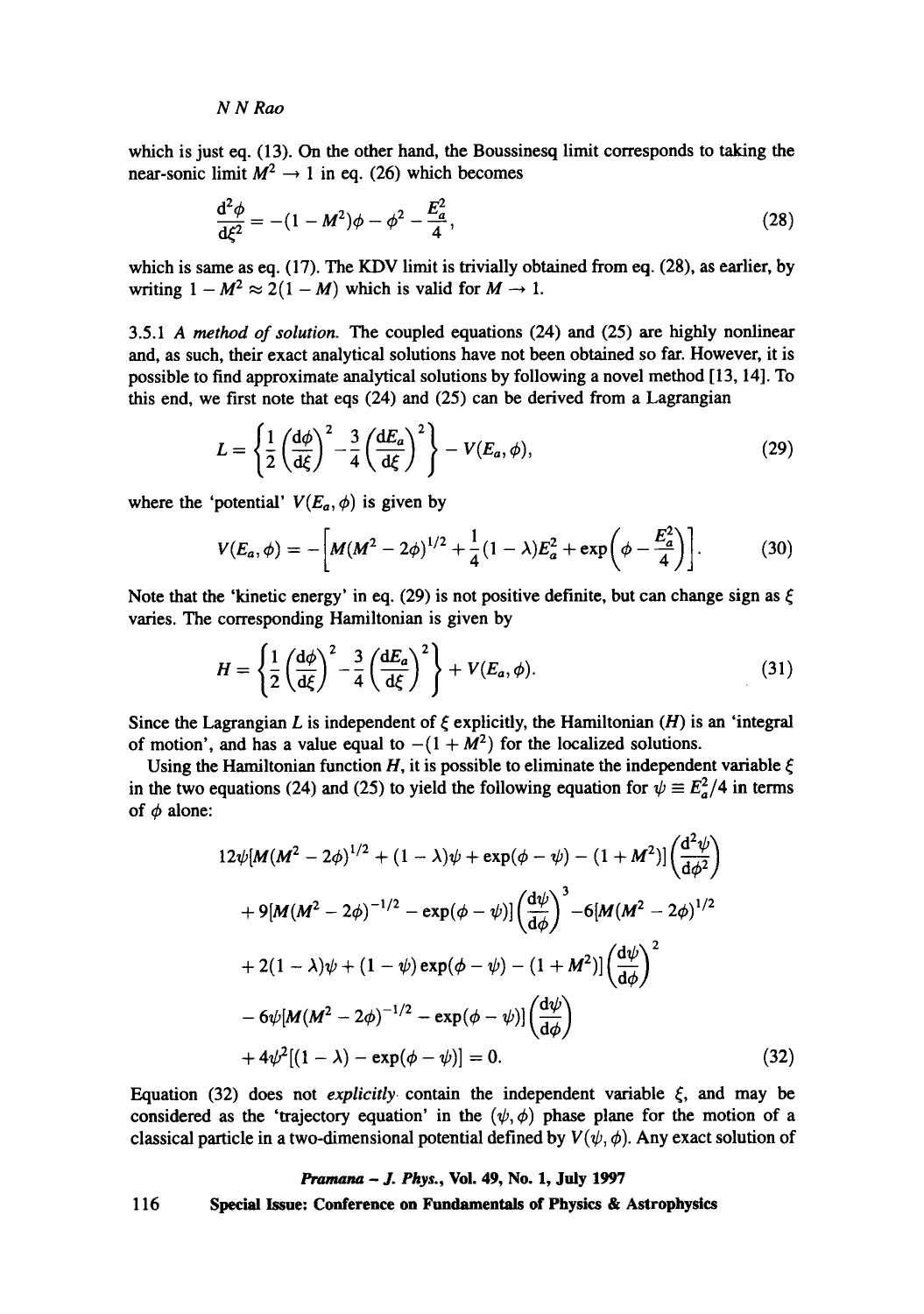which is just eq. (13). On the other hand, the Boussinesq limit corresponds to taking the near-sonic limit $M^2 \to 1$ in eq. (26) which becomes

$$\frac{\mathrm{d}^2\phi}{\mathrm{d}\xi^2} = -(1 - M^2)\phi - \phi^2 - \frac{E_a^2}{4}, \tag{28}$$

which is same as eq. (17). The KDV limit is trivially obtained from eq. (28), as earlier, by writing $1 - M^2 \approx 2(1 - M)$ which is valid for $M \to 1$.

3.5.1 *A method of solution.* The coupled equations (24) and (25) are highly nonlinear and, as such, their exact analytical solutions have not been obtained so far. However, it is possible to find approximate analytical solutions by following a novel method [13, 14]. To this end, we first note that eqs (24) and (25) can be derived from a Lagrangian

$$L = \left\{ \frac{1}{2}\left(\frac{\mathrm{d}\phi}{\mathrm{d}\xi}\right)^2 - \frac{3}{4}\left(\frac{\mathrm{d}E_a}{\mathrm{d}\xi}\right)^2 \right\} - V(E_a, \phi), \tag{29}$$

where the 'potential' $V(E_a, \phi)$ is given by

$$V(E_a, \phi) = -\left[ M(M^2 - 2\phi)^{1/2} + \frac{1}{4}(1 - \lambda)E_a^2 + \exp\left(\phi - \frac{E_a^2}{4}\right) \right]. \tag{30}$$

Note that the 'kinetic energy' in eq. (29) is not positive definite, but can change sign as $\xi$ varies. The corresponding Hamiltonian is given by

$$H = \left\{ \frac{1}{2}\left(\frac{\mathrm{d}\phi}{\mathrm{d}\xi}\right)^2 - \frac{3}{4}\left(\frac{\mathrm{d}E_a}{\mathrm{d}\xi}\right)^2 \right\} + V(E_a, \phi). \tag{31}$$

Since the Lagrangian $L$ is independent of $\xi$ explicitly, the Hamiltonian ($H$) is an 'integral of motion', and has a value equal to $-(1 + M^2)$ for the localized solutions.

Using the Hamiltonian function $H$, it is possible to eliminate the independent variable $\xi$ in the two equations (24) and (25) to yield the following equation for $\psi \equiv E_a^2/4$ in terms of $\phi$ alone:

$$\begin{aligned}
&12\psi[M(M^2 - 2\phi)^{1/2} + (1 - \lambda)\psi + \exp(\phi - \psi) - (1 + M^2)]\left(\frac{\mathrm{d}^2\psi}{\mathrm{d}\phi^2}\right) \\
&+ 9[M(M^2 - 2\phi)^{-1/2} - \exp(\phi - \psi)]\left(\frac{\mathrm{d}\psi}{\mathrm{d}\phi}\right)^3 - 6[M(M^2 - 2\phi)^{1/2} \\
&+ 2(1 - \lambda)\psi + (1 - \psi)\exp(\phi - \psi) - (1 + M^2)]\left(\frac{\mathrm{d}\psi}{\mathrm{d}\phi}\right)^2 \\
&- 6\psi[M(M^2 - 2\phi)^{-1/2} - \exp(\phi - \psi)]\left(\frac{\mathrm{d}\psi}{\mathrm{d}\phi}\right) \\
&+ 4\psi^2[(1 - \lambda) - \exp(\phi - \psi)] = 0.
\end{aligned} \tag{32}$$

Equation (32) does not *explicitly* contain the independent variable $\xi$, and may be considered as the 'trajectory equation' in the $(\psi, \phi)$ phase plane for the motion of a classical particle in a two-dimensional potential defined by $V(\psi, \phi)$. Any exact solution of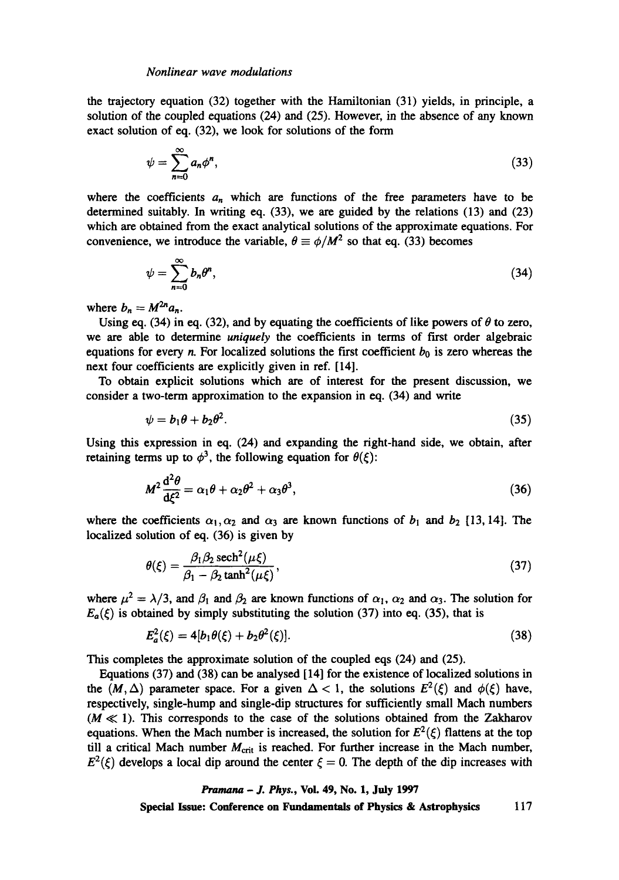the trajectory equation (32) together with the Hamiltonian (31) yields, in principle, a solution of the coupled equations (24) and (25). However, in the absence of any known exact solution of eq. (32), we look for solutions of the form

$$\psi = \sum_{n=0}^{\infty} a_n \phi^n, \tag{33}$$

where the coefficients $a_n$ which are functions of the free parameters have to be determined suitably. In writing eq. (33), we are guided by the relations (13) and (23) which are obtained from the exact analytical solutions of the approximate equations. For convenience, we introduce the variable, $\theta \equiv \phi/M^2$ so that eq. (33) becomes

$$\psi = \sum_{n=0}^{\infty} b_n \theta^n, \tag{34}$$

where $b_n = M^{2n} a_n$.

Using eq. (34) in eq. (32), and by equating the coefficients of like powers of $\theta$ to zero, we are able to determine *uniquely* the coefficients in terms of first order algebraic equations for every $n$. For localized solutions the first coefficient $b_0$ is zero whereas the next four coefficients are explicitly given in ref. [14].

To obtain explicit solutions which are of interest for the present discussion, we consider a two-term approximation to the expansion in eq. (34) and write

$$\psi = b_1 \theta + b_2 \theta^2. \tag{35}$$

Using this expression in eq. (24) and expanding the right-hand side, we obtain, after retaining terms up to $\phi^3$, the following equation for $\theta(\xi)$:

$$M^2 \frac{d^2\theta}{d\xi^2} = \alpha_1 \theta + \alpha_2 \theta^2 + \alpha_3 \theta^3, \tag{36}$$

where the coefficients $\alpha_1, \alpha_2$ and $\alpha_3$ are known functions of $b_1$ and $b_2$ [13, 14]. The localized solution of eq. (36) is given by

$$\theta(\xi) = \frac{\beta_1 \beta_2 \operatorname{sech}^2(\mu\xi)}{\beta_1 - \beta_2 \tanh^2(\mu\xi)}, \tag{37}$$

where $\mu^2 = \lambda/3$, and $\beta_1$ and $\beta_2$ are known functions of $\alpha_1$, $\alpha_2$ and $\alpha_3$. The solution for $E_a(\xi)$ is obtained by simply substituting the solution (37) into eq. (35), that is

$$E_a^2(\xi) = 4[b_1 \theta(\xi) + b_2 \theta^2(\xi)]. \tag{38}$$

This completes the approximate solution of the coupled eqs (24) and (25).

Equations (37) and (38) can be analysed [14] for the existence of localized solutions in the $(M, \Delta)$ parameter space. For a given $\Delta < 1$, the solutions $E^2(\xi)$ and $\phi(\xi)$ have, respectively, single-hump and single-dip structures for sufficiently small Mach numbers ($M \ll 1$). This corresponds to the case of the solutions obtained from the Zakharov equations. When the Mach number is increased, the solution for $E^2(\xi)$ flattens at the top till a critical Mach number $M_{\text{crit}}$ is reached. For further increase in the Mach number, $E^2(\xi)$ develops a local dip around the center $\xi = 0$. The depth of the dip increases with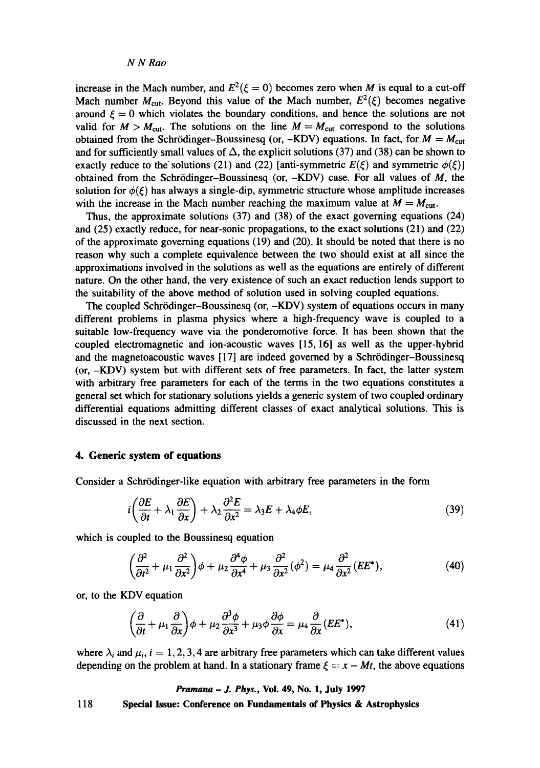increase in the Mach number, and $E^2(\xi = 0)$ becomes zero when $M$ is equal to a cut-off Mach number $M_{\text{cut}}$. Beyond this value of the Mach number, $E^2(\xi)$ becomes negative around $\xi = 0$ which violates the boundary conditions, and hence the solutions are not valid for $M > M_{\text{cut}}$. The solutions on the line $M = M_{\text{cut}}$ correspond to the solutions obtained from the Schrödinger–Boussinesq (or, -KDV) equations. In fact, for $M = M_{\text{cut}}$ and for sufficiently small values of $\Delta$, the explicit solutions (37) and (38) can be shown to exactly reduce to the solutions (21) and (22) [anti-symmetric $E(\xi)$ and symmetric $\phi(\xi)$] obtained from the Schrödinger–Boussinesq (or, -KDV) case. For all values of $M$, the solution for $\phi(\xi)$ has always a single-dip, symmetric structure whose amplitude increases with the increase in the Mach number reaching the maximum value at $M = M_{\text{cut}}$.

Thus, the approximate solutions (37) and (38) of the exact governing equations (24) and (25) exactly reduce, for near-sonic propagations, to the exact solutions (21) and (22) of the approximate governing equations (19) and (20). It should be noted that there is no reason why such a complete equivalence between the two should exist at all since the approximations involved in the solutions as well as the equations are entirely of different nature. On the other hand, the very existence of such an exact reduction lends support to the suitability of the above method of solution used in solving coupled equations.

The coupled Schrödinger–Boussinesq (or, -KDV) system of equations occurs in many different problems in plasma physics where a high-frequency wave is coupled to a suitable low-frequency wave via the ponderomotive force. It has been shown that the coupled electromagnetic and ion-acoustic waves [15, 16] as well as the upper-hybrid and the magnetoacoustic waves [17] are indeed governed by a Schrödinger–Boussinesq (or, -KDV) system but with different sets of free parameters. In fact, the latter system with arbitrary free parameters for each of the terms in the two equations constitutes a general set which for stationary solutions yields a generic system of two coupled ordinary differential equations admitting different classes of exact analytical solutions. This is discussed in the next section.

## 4. Generic system of equations

Consider a Schrödinger-like equation with arbitrary free parameters in the form

$$i\left(\frac{\partial E}{\partial t} + \lambda_1 \frac{\partial E}{\partial x}\right) + \lambda_2 \frac{\partial^2 E}{\partial x^2} = \lambda_3 E + \lambda_4 \phi E, \tag{39}$$

which is coupled to the Boussinesq equation

$$\left(\frac{\partial^2}{\partial t^2} + \mu_1 \frac{\partial^2}{\partial x^2}\right)\phi + \mu_2 \frac{\partial^4 \phi}{\partial x^4} + \mu_3 \frac{\partial^2}{\partial x^2}(\phi^2) = \mu_4 \frac{\partial^2}{\partial x^2}(EE^*), \tag{40}$$

or, to the KDV equation

$$\left(\frac{\partial}{\partial t} + \mu_1 \frac{\partial}{\partial x}\right)\phi + \mu_2 \frac{\partial^3 \phi}{\partial x^3} + \mu_3 \phi \frac{\partial \phi}{\partial x} = \mu_4 \frac{\partial}{\partial x}(EE^*), \tag{41}$$

where $\lambda_i$ and $\mu_i$, $i = 1, 2, 3, 4$ are arbitrary free parameters which can take different values depending on the problem at hand. In a stationary frame $\xi = x - Mt$, the above equations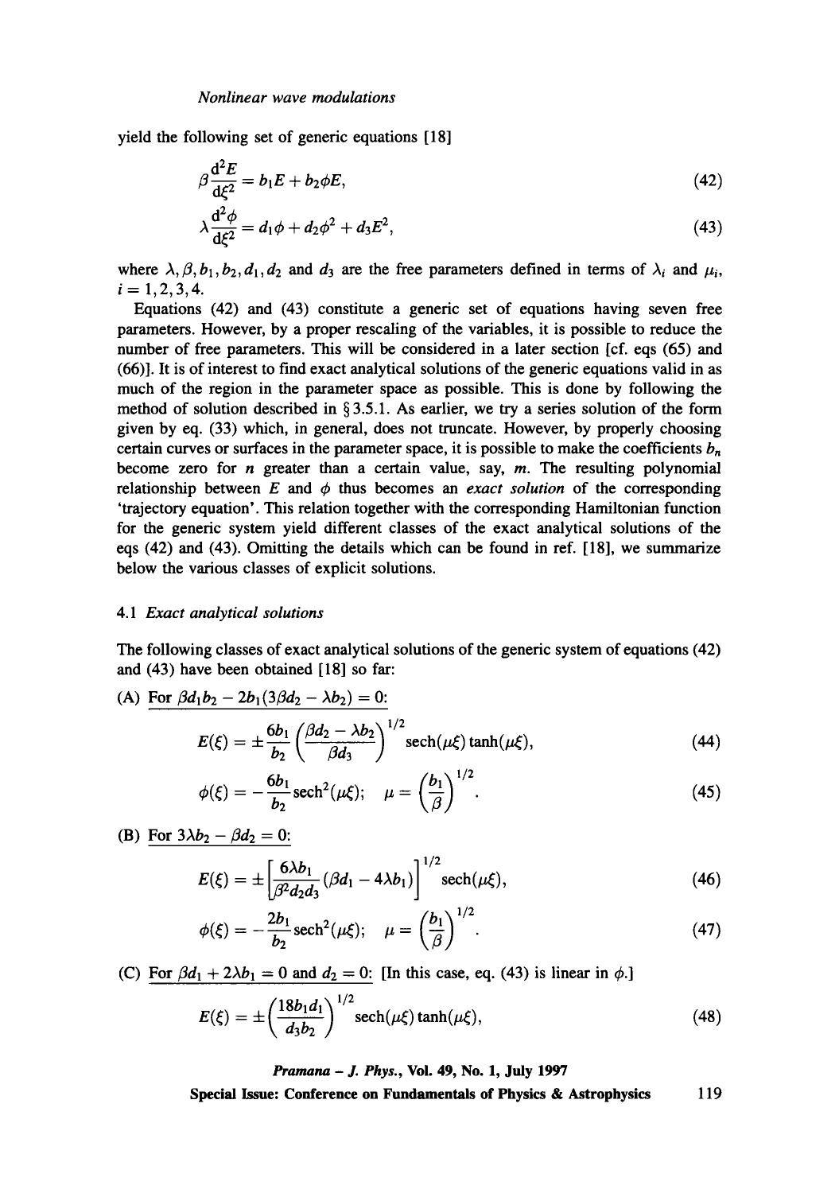yield the following set of generic equations [18]

$$\beta \frac{d^2 E}{d\xi^2} = b_1 E + b_2 \phi E, \tag{42}$$

$$\lambda \frac{d^2 \phi}{d\xi^2} = d_1 \phi + d_2 \phi^2 + d_3 E^2, \tag{43}$$

where $\lambda, \beta, b_1, b_2, d_1, d_2$ and $d_3$ are the free parameters defined in terms of $\lambda_i$ and $\mu_i$, $i = 1, 2, 3, 4$.

Equations (42) and (43) constitute a generic set of equations having seven free parameters. However, by a proper rescaling of the variables, it is possible to reduce the number of free parameters. This will be considered in a later section [cf. eqs (65) and (66)]. It is of interest to find exact analytical solutions of the generic equations valid in as much of the region in the parameter space as possible. This is done by following the method of solution described in § 3.5.1. As earlier, we try a series solution of the form given by eq. (33) which, in general, does not truncate. However, by properly choosing certain curves or surfaces in the parameter space, it is possible to make the coefficients $b_n$ become zero for $n$ greater than a certain value, say, $m$. The resulting polynomial relationship between $E$ and $\phi$ thus becomes an *exact solution* of the corresponding 'trajectory equation'. This relation together with the corresponding Hamiltonian function for the generic system yield different classes of the exact analytical solutions of the eqs (42) and (43). Omitting the details which can be found in ref. [18], we summarize below the various classes of explicit solutions.

### 4.1 *Exact analytical solutions*

The following classes of exact analytical solutions of the generic system of equations (42) and (43) have been obtained [18] so far:

(A) For $\beta d_1 b_2 - 2b_1(3\beta d_2 - \lambda b_2) = 0$:

$$E(\xi) = \pm \frac{6b_1}{b_2} \left( \frac{\beta d_2 - \lambda b_2}{\beta d_3} \right)^{1/2} \operatorname{sech}(\mu\xi) \tanh(\mu\xi), \tag{44}$$

$$\phi(\xi) = -\frac{6b_1}{b_2} \operatorname{sech}^2(\mu\xi); \quad \mu = \left( \frac{b_1}{\beta} \right)^{1/2}. \tag{45}$$

(B) For $3\lambda b_2 - \beta d_2 = 0$:

$$E(\xi) = \pm \left[ \frac{6\lambda b_1}{\beta^2 d_2 d_3} (\beta d_1 - 4\lambda b_1) \right]^{1/2} \operatorname{sech}(\mu\xi), \tag{46}$$

$$\phi(\xi) = -\frac{2b_1}{b_2} \operatorname{sech}^2(\mu\xi); \quad \mu = \left( \frac{b_1}{\beta} \right)^{1/2}. \tag{47}$$

(C) For $\beta d_1 + 2\lambda b_1 = 0$ and $d_2 = 0$: [In this case, eq. (43) is linear in $\phi$.]

$$E(\xi) = \pm \left( \frac{18 b_1 d_1}{d_3 b_2} \right)^{1/2} \operatorname{sech}(\mu\xi) \tanh(\mu\xi), \tag{48}$$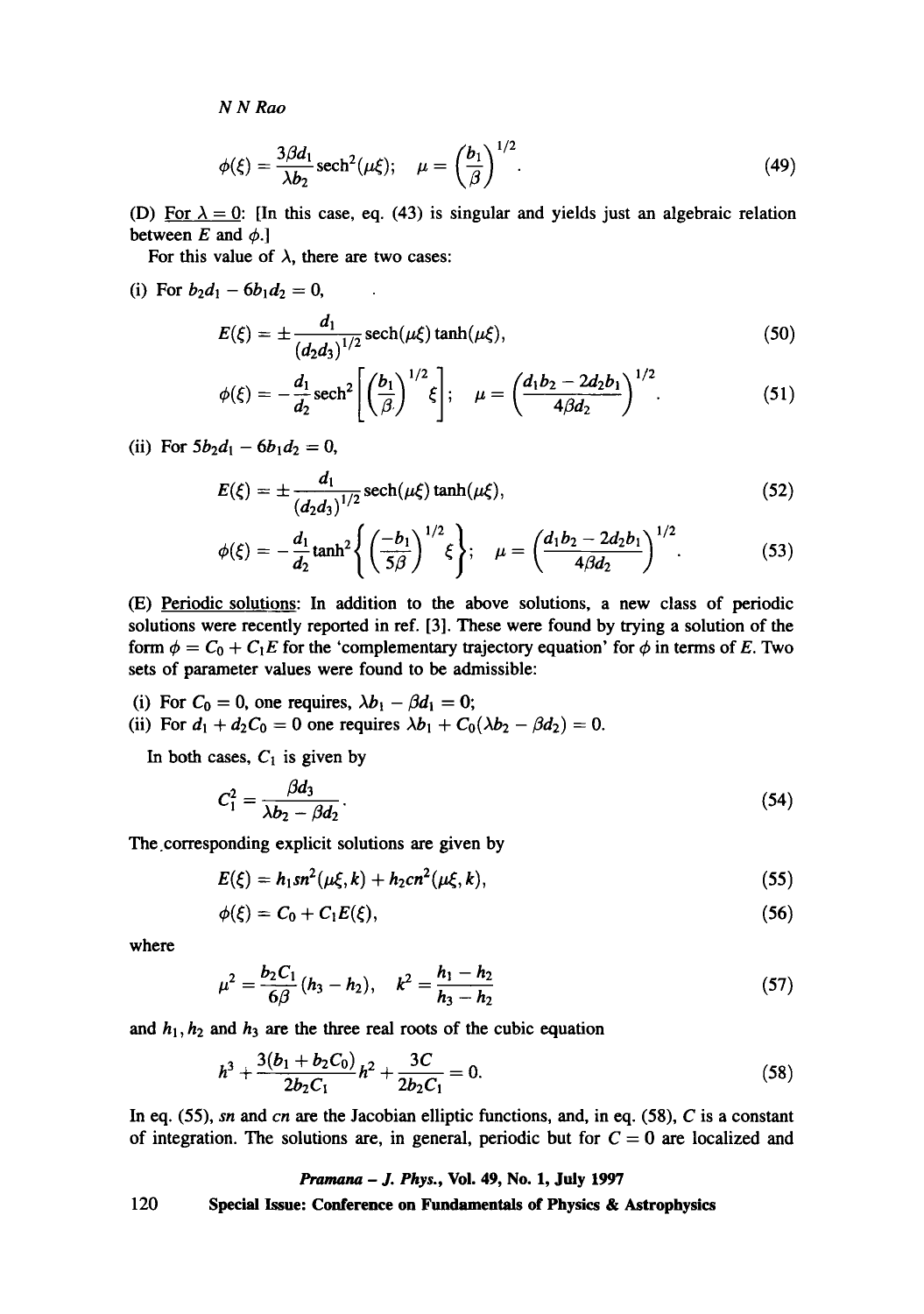$$\phi(\xi) = \frac{3\beta d_1}{\lambda b_2}\text{sech}^2(\mu\xi); \quad \mu = \left(\frac{b_1}{\beta}\right)^{1/2}. \tag{49}$$

(D) <u>For $\lambda = 0$</u>: [In this case, eq. (43) is singular and yields just an algebraic relation between $E$ and $\phi$.]

For this value of $\lambda$, there are two cases:

(i) For $b_2 d_1 - 6 b_1 d_2 = 0$,

$$E(\xi) = \pm \frac{d_1}{(d_2 d_3)^{1/2}}\text{sech}(\mu\xi)\tanh(\mu\xi), \tag{50}$$

$$\phi(\xi) = -\frac{d_1}{d_2}\text{sech}^2\left[\left(\frac{b_1}{\beta}\right)^{1/2}\xi\right]; \quad \mu = \left(\frac{d_1 b_2 - 2 d_2 b_1}{4\beta d_2}\right)^{1/2}. \tag{51}$$

(ii) For $5 b_2 d_1 - 6 b_1 d_2 = 0$,

$$E(\xi) = \pm \frac{d_1}{(d_2 d_3)^{1/2}}\text{sech}(\mu\xi)\tanh(\mu\xi), \tag{52}$$

$$\phi(\xi) = -\frac{d_1}{d_2}\tanh^2\left\{\left(\frac{-b_1}{5\beta}\right)^{1/2}\xi\right\}; \quad \mu = \left(\frac{d_1 b_2 - 2 d_2 b_1}{4\beta d_2}\right)^{1/2}. \tag{53}$$

(E) <u>Periodic solutions</u>: In addition to the above solutions, a new class of periodic solutions were recently reported in ref. [3]. These were found by trying a solution of the form $\phi = C_0 + C_1 E$ for the 'complementary trajectory equation' for $\phi$ in terms of $E$. Two sets of parameter values were found to be admissible:

(i) For $C_0 = 0$, one requires, $\lambda b_1 - \beta d_1 = 0$;
(ii) For $d_1 + d_2 C_0 = 0$ one requires $\lambda b_1 + C_0(\lambda b_2 - \beta d_2) = 0$.

In both cases, $C_1$ is given by

$$C_1^2 = \frac{\beta d_3}{\lambda b_2 - \beta d_2}. \tag{54}$$

The corresponding explicit solutions are given by

$$E(\xi) = h_1 sn^2(\mu\xi, k) + h_2 cn^2(\mu\xi, k), \tag{55}$$

$$\phi(\xi) = C_0 + C_1 E(\xi), \tag{56}$$

where

$$\mu^2 = \frac{b_2 C_1}{6\beta}(h_3 - h_2), \quad k^2 = \frac{h_1 - h_2}{h_3 - h_2} \tag{57}$$

and $h_1, h_2$ and $h_3$ are the three real roots of the cubic equation

$$h^3 + \frac{3(b_1 + b_2 C_0)}{2 b_2 C_1}h^2 + \frac{3C}{2 b_2 C_1} = 0. \tag{58}$$

In eq. (55), $sn$ and $cn$ are the Jacobian elliptic functions, and, in eq. (58), $C$ is a constant of integration. The solutions are, in general, periodic but for $C = 0$ are localized and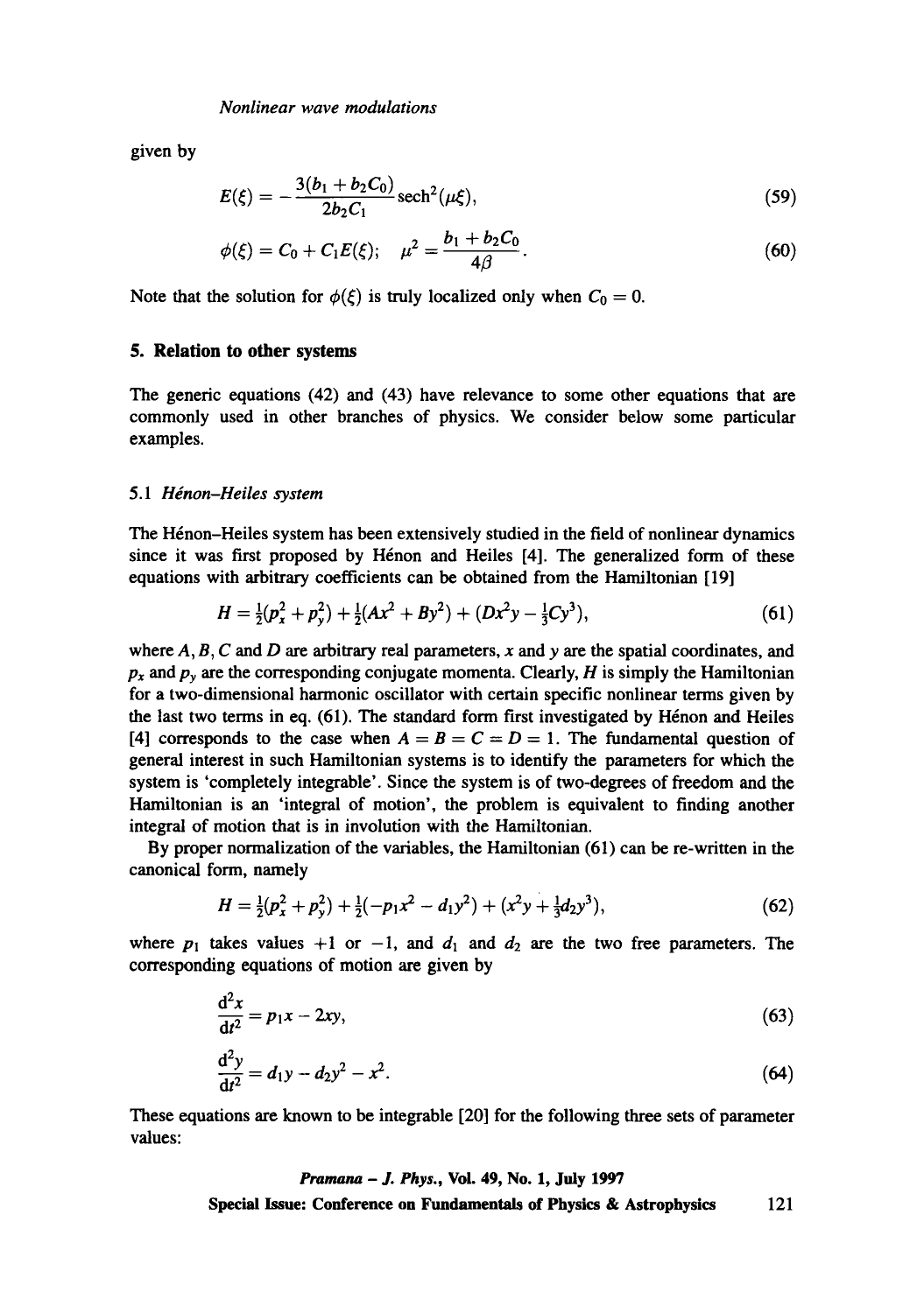given by

$$E(\xi) = -\frac{3(b_1 + b_2 C_0)}{2b_2 C_1} \operatorname{sech}^2(\mu\xi), \tag{59}$$

$$\phi(\xi) = C_0 + C_1 E(\xi); \quad \mu^2 = \frac{b_1 + b_2 C_0}{4\beta}. \tag{60}$$

Note that the solution for $\phi(\xi)$ is truly localized only when $C_0 = 0$.

## 5. Relation to other systems

The generic equations (42) and (43) have relevance to some other equations that are commonly used in other branches of physics. We consider below some particular examples.

### 5.1 *Hénon–Heiles system*

The Hénon–Heiles system has been extensively studied in the field of nonlinear dynamics since it was first proposed by Hénon and Heiles [4]. The generalized form of these equations with arbitrary coefficients can be obtained from the Hamiltonian [19]

$$H = \tfrac{1}{2}(p_x^2 + p_y^2) + \tfrac{1}{2}(Ax^2 + By^2) + (Dx^2 y - \tfrac{1}{3}Cy^3), \tag{61}$$

where $A, B, C$ and $D$ are arbitrary real parameters, $x$ and $y$ are the spatial coordinates, and $p_x$ and $p_y$ are the corresponding conjugate momenta. Clearly, $H$ is simply the Hamiltonian for a two-dimensional harmonic oscillator with certain specific nonlinear terms given by the last two terms in eq. (61). The standard form first investigated by Hénon and Heiles [4] corresponds to the case when $A = B = C = D = 1$. The fundamental question of general interest in such Hamiltonian systems is to identify the parameters for which the system is 'completely integrable'. Since the system is of two-degrees of freedom and the Hamiltonian is an 'integral of motion', the problem is equivalent to finding another integral of motion that is in involution with the Hamiltonian.

By proper normalization of the variables, the Hamiltonian (61) can be re-written in the canonical form, namely

$$H = \tfrac{1}{2}(p_x^2 + p_y^2) + \tfrac{1}{2}(-p_1 x^2 - d_1 y^2) + (x^2 y + \tfrac{1}{3}d_2 y^3), \tag{62}$$

where $p_1$ takes values $+1$ or $-1$, and $d_1$ and $d_2$ are the two free parameters. The corresponding equations of motion are given by

$$\frac{\mathrm{d}^2 x}{\mathrm{d}t^2} = p_1 x - 2xy, \tag{63}$$

$$\frac{\mathrm{d}^2 y}{\mathrm{d}t^2} = d_1 y - d_2 y^2 - x^2. \tag{64}$$

These equations are known to be integrable [20] for the following three sets of parameter values: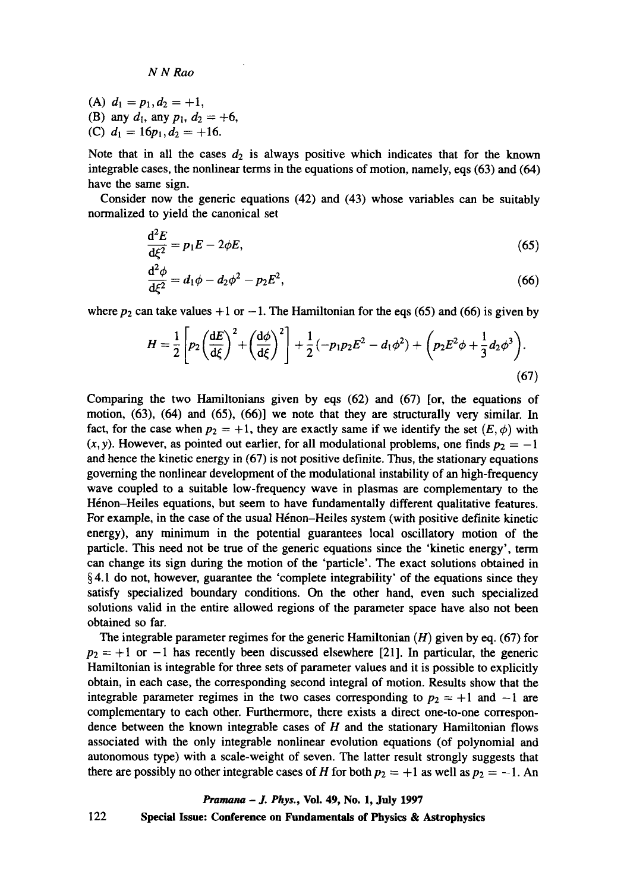(A) $d_1 = p_1, d_2 = +1$,
(B) any $d_1$, any $p_1$, $d_2 = +6$,
(C) $d_1 = 16p_1, d_2 = +16$.

Note that in all the cases $d_2$ is always positive which indicates that for the known integrable cases, the nonlinear terms in the equations of motion, namely, eqs (63) and (64) have the same sign.

Consider now the generic equations (42) and (43) whose variables can be suitably normalized to yield the canonical set

$$\frac{\mathrm{d}^2 E}{\mathrm{d}\xi^2} = p_1 E - 2\phi E, \tag{65}$$

$$\frac{\mathrm{d}^2 \phi}{\mathrm{d}\xi^2} = d_1 \phi - d_2 \phi^2 - p_2 E^2, \tag{66}$$

where $p_2$ can take values $+1$ or $-1$. The Hamiltonian for the eqs (65) and (66) is given by

$$H = \frac{1}{2}\left[p_2\left(\frac{\mathrm{d}E}{\mathrm{d}\xi}\right)^2 + \left(\frac{\mathrm{d}\phi}{\mathrm{d}\xi}\right)^2\right] + \frac{1}{2}(-p_1 p_2 E^2 - d_1 \phi^2) + \left(p_2 E^2 \phi + \frac{1}{3} d_2 \phi^3\right). \tag{67}$$

Comparing the two Hamiltonians given by eqs (62) and (67) [or, the equations of motion, (63), (64) and (65), (66)] we note that they are structurally very similar. In fact, for the case when $p_2 = +1$, they are exactly same if we identify the set $(E, \phi)$ with $(x, y)$. However, as pointed out earlier, for all modulational problems, one finds $p_2 = -1$ and hence the kinetic energy in (67) is not positive definite. Thus, the stationary equations governing the nonlinear development of the modulational instability of an high-frequency wave coupled to a suitable low-frequency wave in plasmas are complementary to the Hénon–Heiles equations, but seem to have fundamentally different qualitative features. For example, in the case of the usual Hénon–Heiles system (with positive definite kinetic energy), any minimum in the potential guarantees local oscillatory motion of the particle. This need not be true of the generic equations since the 'kinetic energy', term can change its sign during the motion of the 'particle'. The exact solutions obtained in § 4.1 do not, however, guarantee the 'complete integrability' of the equations since they satisfy specialized boundary conditions. On the other hand, even such specialized solutions valid in the entire allowed regions of the parameter space have also not been obtained so far.

The integrable parameter regimes for the generic Hamiltonian ($H$) given by eq. (67) for $p_2 = +1$ or $-1$ has recently been discussed elsewhere [21]. In particular, the generic Hamiltonian is integrable for three sets of parameter values and it is possible to explicitly obtain, in each case, the corresponding second integral of motion. Results show that the integrable parameter regimes in the two cases corresponding to $p_2 = +1$ and $-1$ are complementary to each other. Furthermore, there exists a direct one-to-one correspondence between the known integrable cases of $H$ and the stationary Hamiltonian flows associated with the only integrable nonlinear evolution equations (of polynomial and autonomous type) with a scale-weight of seven. The latter result strongly suggests that there are possibly no other integrable cases of $H$ for both $p_2 = +1$ as well as $p_2 = -1$. An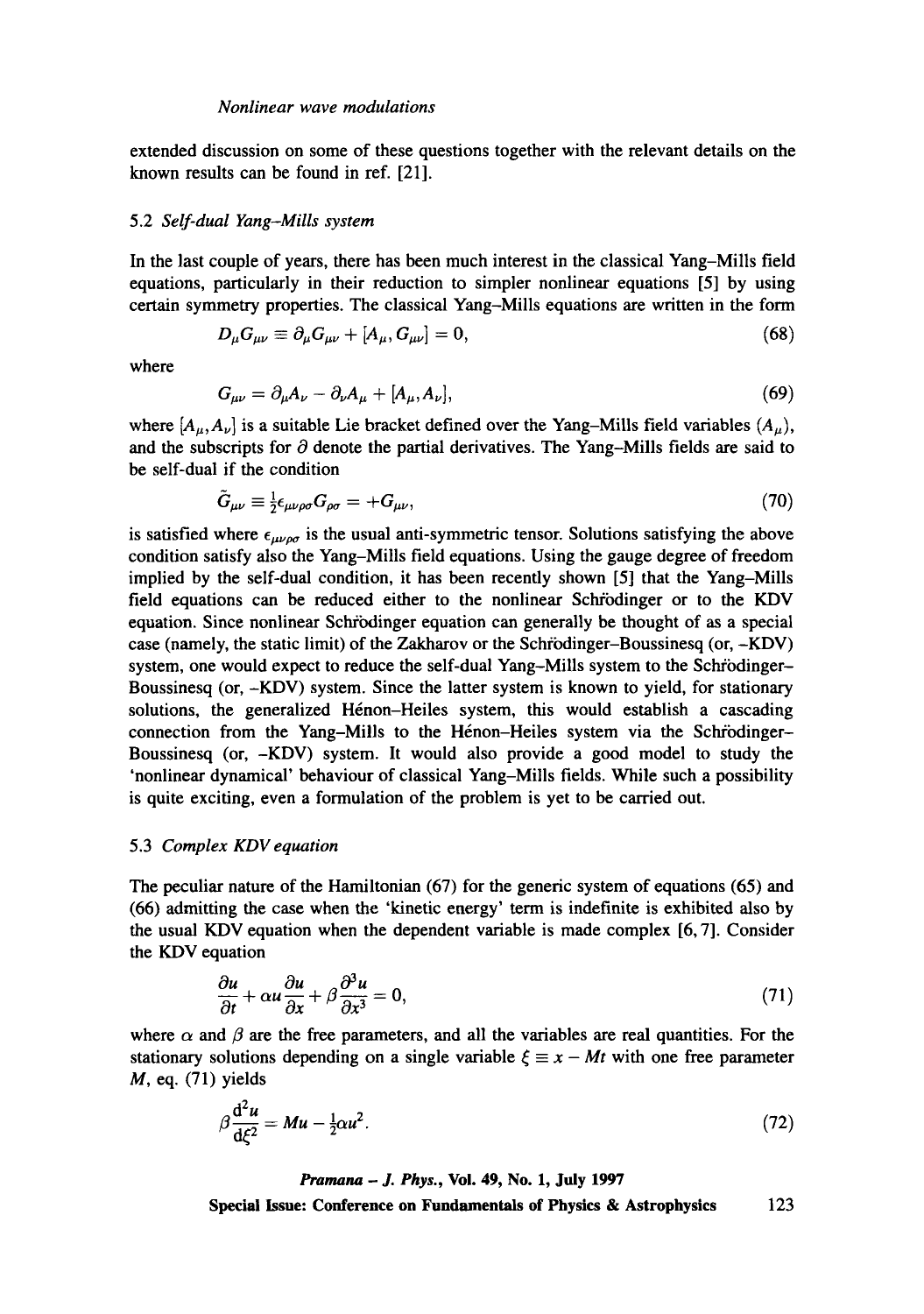extended discussion on some of these questions together with the relevant details on the known results can be found in ref. [21].

### 5.2 *Self-dual Yang–Mills system*

In the last couple of years, there has been much interest in the classical Yang–Mills field equations, particularly in their reduction to simpler nonlinear equations [5] by using certain symmetry properties. The classical Yang–Mills equations are written in the form

$$D_\mu G_{\mu\nu} \equiv \partial_\mu G_{\mu\nu} + [A_\mu, G_{\mu\nu}] = 0, \tag{68}$$

where

$$G_{\mu\nu} = \partial_\mu A_\nu - \partial_\nu A_\mu + [A_\mu, A_\nu], \tag{69}$$

where $[A_\mu, A_\nu]$ is a suitable Lie bracket defined over the Yang–Mills field variables $(A_\mu)$, and the subscripts for $\partial$ denote the partial derivatives. The Yang–Mills fields are said to be self-dual if the condition

$$\tilde{G}_{\mu\nu} \equiv \tfrac{1}{2}\epsilon_{\mu\nu\rho\sigma} G_{\rho\sigma} = +G_{\mu\nu}, \tag{70}$$

is satisfied where $\epsilon_{\mu\nu\rho\sigma}$ is the usual anti-symmetric tensor. Solutions satisfying the above condition satisfy also the Yang–Mills field equations. Using the gauge degree of freedom implied by the self-dual condition, it has been recently shown [5] that the Yang–Mills field equations can be reduced either to the nonlinear Schrödinger or to the KDV equation. Since nonlinear Schrödinger equation can generally be thought of as a special case (namely, the static limit) of the Zakharov or the Schrödinger–Boussinesq (or, -KDV) system, one would expect to reduce the self-dual Yang–Mills system to the Schrödinger–Boussinesq (or, -KDV) system. Since the latter system is known to yield, for stationary solutions, the generalized Hénon–Heiles system, this would establish a cascading connection from the Yang–Mills to the Hénon–Heiles system via the Schrödinger–Boussinesq (or, -KDV) system. It would also provide a good model to study the 'nonlinear dynamical' behaviour of classical Yang–Mills fields. While such a possibility is quite exciting, even a formulation of the problem is yet to be carried out.

### 5.3 *Complex KDV equation*

The peculiar nature of the Hamiltonian (67) for the generic system of equations (65) and (66) admitting the case when the 'kinetic energy' term is indefinite is exhibited also by the usual KDV equation when the dependent variable is made complex [6, 7]. Consider the KDV equation

$$\frac{\partial u}{\partial t} + \alpha u \frac{\partial u}{\partial x} + \beta \frac{\partial^3 u}{\partial x^3} = 0, \tag{71}$$

where $\alpha$ and $\beta$ are the free parameters, and all the variables are real quantities. For the stationary solutions depending on a single variable $\xi \equiv x - Mt$ with one free parameter $M$, eq. (71) yields

$$\beta \frac{\mathrm{d}^2 u}{\mathrm{d}\xi^2} = Mu - \tfrac{1}{2}\alpha u^2. \tag{72}$$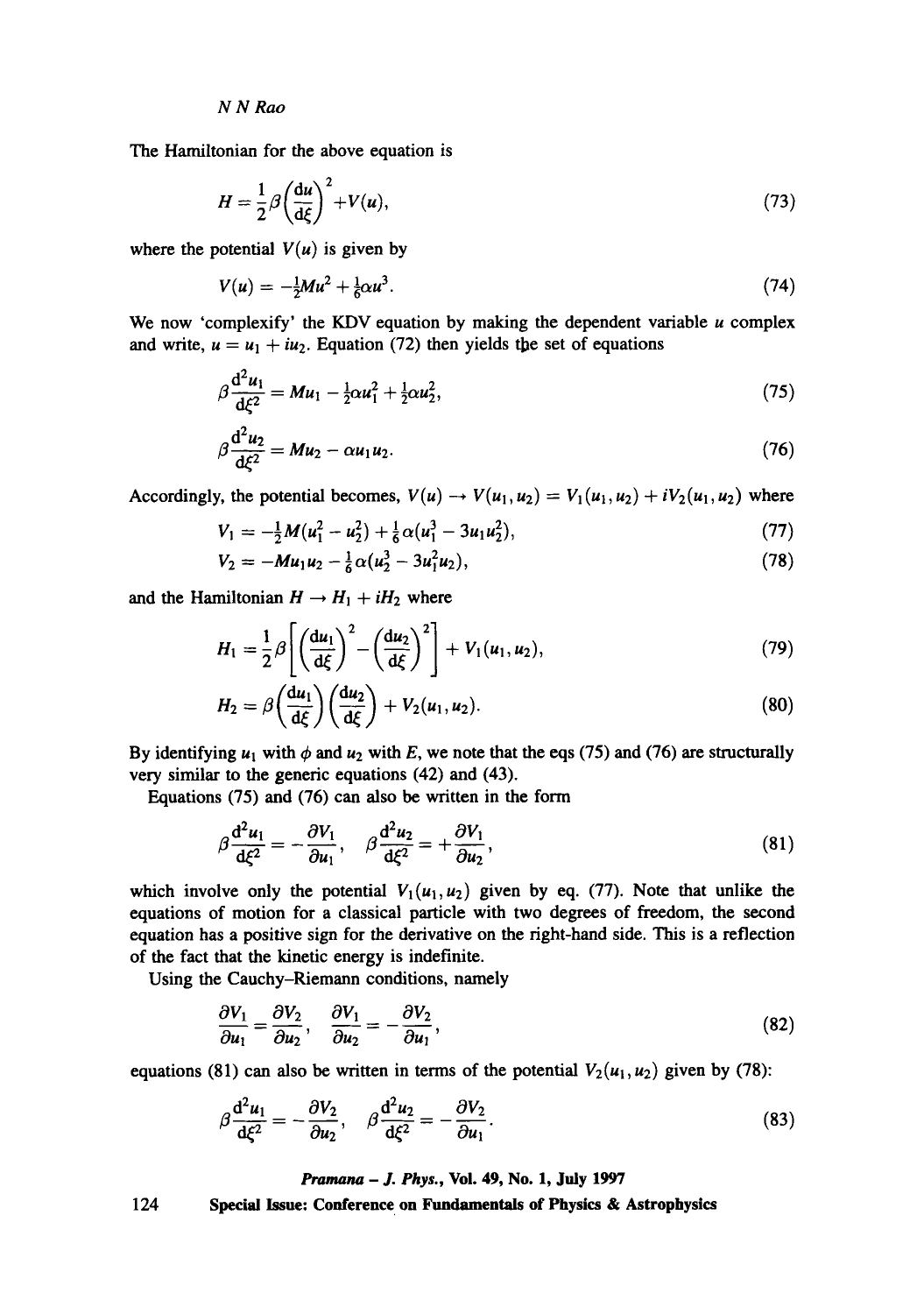The Hamiltonian for the above equation is

$$H = \frac{1}{2}\beta\left(\frac{\mathrm{d}u}{\mathrm{d}\xi}\right)^2 + V(u), \tag{73}$$

where the potential $V(u)$ is given by

$$V(u) = -\tfrac{1}{2}Mu^2 + \tfrac{1}{6}\alpha u^3. \tag{74}$$

We now 'complexify' the KDV equation by making the dependent variable $u$ complex and write, $u = u_1 + iu_2$. Equation (72) then yields the set of equations

$$\beta\frac{\mathrm{d}^2u_1}{\mathrm{d}\xi^2} = Mu_1 - \tfrac{1}{2}\alpha u_1^2 + \tfrac{1}{2}\alpha u_2^2, \tag{75}$$

$$\beta\frac{\mathrm{d}^2u_2}{\mathrm{d}\xi^2} = Mu_2 - \alpha u_1 u_2. \tag{76}$$

Accordingly, the potential becomes, $V(u) \to V(u_1, u_2) = V_1(u_1, u_2) + iV_2(u_1, u_2)$ where

$$V_1 = -\tfrac{1}{2}M(u_1^2 - u_2^2) + \tfrac{1}{6}\alpha(u_1^3 - 3u_1u_2^2), \tag{77}$$

$$V_2 = -Mu_1u_2 - \tfrac{1}{6}\alpha(u_2^3 - 3u_1^2u_2), \tag{78}$$

and the Hamiltonian $H \to H_1 + iH_2$ where

$$H_1 = \frac{1}{2}\beta\left[\left(\frac{\mathrm{d}u_1}{\mathrm{d}\xi}\right)^2 - \left(\frac{\mathrm{d}u_2}{\mathrm{d}\xi}\right)^2\right] + V_1(u_1, u_2), \tag{79}$$

$$H_2 = \beta\left(\frac{\mathrm{d}u_1}{\mathrm{d}\xi}\right)\left(\frac{\mathrm{d}u_2}{\mathrm{d}\xi}\right) + V_2(u_1, u_2). \tag{80}$$

By identifying $u_1$ with $\phi$ and $u_2$ with $E$, we note that the eqs (75) and (76) are structurally very similar to the generic equations (42) and (43).

Equations (75) and (76) can also be written in the form

$$\beta\frac{\mathrm{d}^2u_1}{\mathrm{d}\xi^2} = -\frac{\partial V_1}{\partial u_1}, \quad \beta\frac{\mathrm{d}^2u_2}{\mathrm{d}\xi^2} = +\frac{\partial V_1}{\partial u_2}, \tag{81}$$

which involve only the potential $V_1(u_1, u_2)$ given by eq. (77). Note that unlike the equations of motion for a classical particle with two degrees of freedom, the second equation has a positive sign for the derivative on the right-hand side. This is a reflection of the fact that the kinetic energy is indefinite.

Using the Cauchy–Riemann conditions, namely

$$\frac{\partial V_1}{\partial u_1} = \frac{\partial V_2}{\partial u_2}, \quad \frac{\partial V_1}{\partial u_2} = -\frac{\partial V_2}{\partial u_1}, \tag{82}$$

equations (81) can also be written in terms of the potential $V_2(u_1, u_2)$ given by (78):

$$\beta\frac{\mathrm{d}^2u_1}{\mathrm{d}\xi^2} = -\frac{\partial V_2}{\partial u_2}, \quad \beta\frac{\mathrm{d}^2u_2}{\mathrm{d}\xi^2} = -\frac{\partial V_2}{\partial u_1}. \tag{83}$$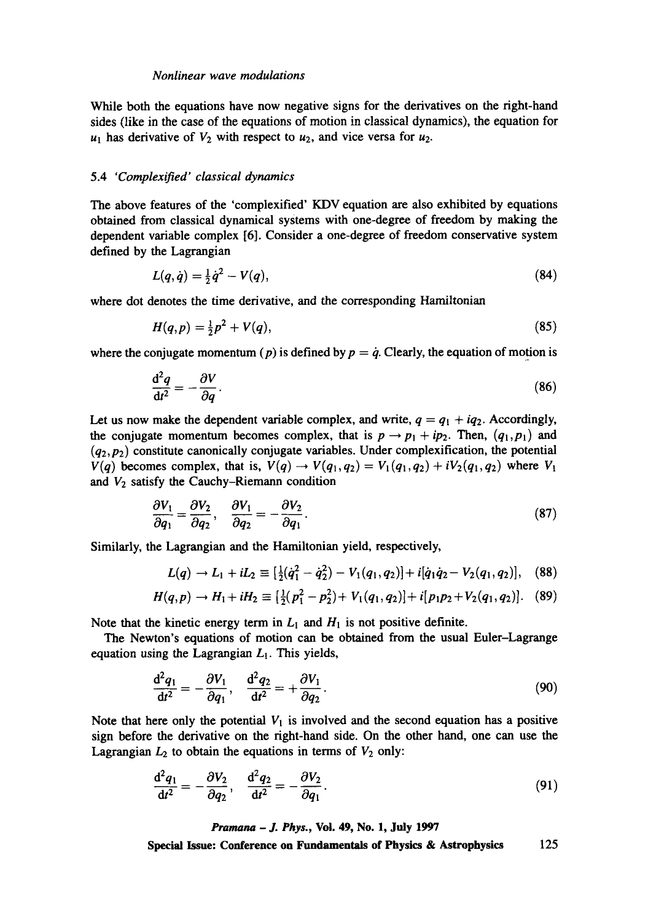While both the equations have now negative signs for the derivatives on the right-hand sides (like in the case of the equations of motion in classical dynamics), the equation for $u_1$ has derivative of $V_2$ with respect to $u_2$, and vice versa for $u_2$.

### 5.4 *'Complexified' classical dynamics*

The above features of the 'complexified' KDV equation are also exhibited by equations obtained from classical dynamical systems with one-degree of freedom by making the dependent variable complex [6]. Consider a one-degree of freedom conservative system defined by the Lagrangian

$$L(q,\dot{q}) = \tfrac{1}{2}\dot{q}^2 - V(q), \tag{84}$$

where dot denotes the time derivative, and the corresponding Hamiltonian

$$H(q,p) = \tfrac{1}{2}p^2 + V(q), \tag{85}$$

where the conjugate momentum ($p$) is defined by $p = \dot{q}$. Clearly, the equation of motion is

$$\frac{\mathrm{d}^2 q}{\mathrm{d}t^2} = -\frac{\partial V}{\partial q}. \tag{86}$$

Let us now make the dependent variable complex, and write, $q = q_1 + iq_2$. Accordingly, the conjugate momentum becomes complex, that is $p \to p_1 + ip_2$. Then, $(q_1, p_1)$ and $(q_2, p_2)$ constitute canonically conjugate variables. Under complexification, the potential $V(q)$ becomes complex, that is, $V(q) \to V(q_1, q_2) = V_1(q_1, q_2) + iV_2(q_1, q_2)$ where $V_1$ and $V_2$ satisfy the Cauchy–Riemann condition

$$\frac{\partial V_1}{\partial q_1} = \frac{\partial V_2}{\partial q_2}, \quad \frac{\partial V_1}{\partial q_2} = -\frac{\partial V_2}{\partial q_1}. \tag{87}$$

Similarly, the Lagrangian and the Hamiltonian yield, respectively,

$$L(q) \to L_1 + iL_2 \equiv [\tfrac{1}{2}(\dot{q}_1^2 - \dot{q}_2^2) - V_1(q_1, q_2)] + i[\dot{q}_1\dot{q}_2 - V_2(q_1, q_2)], \tag{88}$$

$$H(q,p) \to H_1 + iH_2 \equiv [\tfrac{1}{2}(p_1^2 - p_2^2) + V_1(q_1, q_2)] + i[p_1 p_2 + V_2(q_1, q_2)]. \tag{89}$$

Note that the kinetic energy term in $L_1$ and $H_1$ is not positive definite.

The Newton's equations of motion can be obtained from the usual Euler–Lagrange equation using the Lagrangian $L_1$. This yields,

$$\frac{\mathrm{d}^2 q_1}{\mathrm{d}t^2} = -\frac{\partial V_1}{\partial q_1}, \quad \frac{\mathrm{d}^2 q_2}{\mathrm{d}t^2} = +\frac{\partial V_1}{\partial q_2}. \tag{90}$$

Note that here only the potential $V_1$ is involved and the second equation has a positive sign before the derivative on the right-hand side. On the other hand, one can use the Lagrangian $L_2$ to obtain the equations in terms of $V_2$ only:

$$\frac{\mathrm{d}^2 q_1}{\mathrm{d}t^2} = -\frac{\partial V_2}{\partial q_2}, \quad \frac{\mathrm{d}^2 q_2}{\mathrm{d}t^2} = -\frac{\partial V_2}{\partial q_1}. \tag{91}$$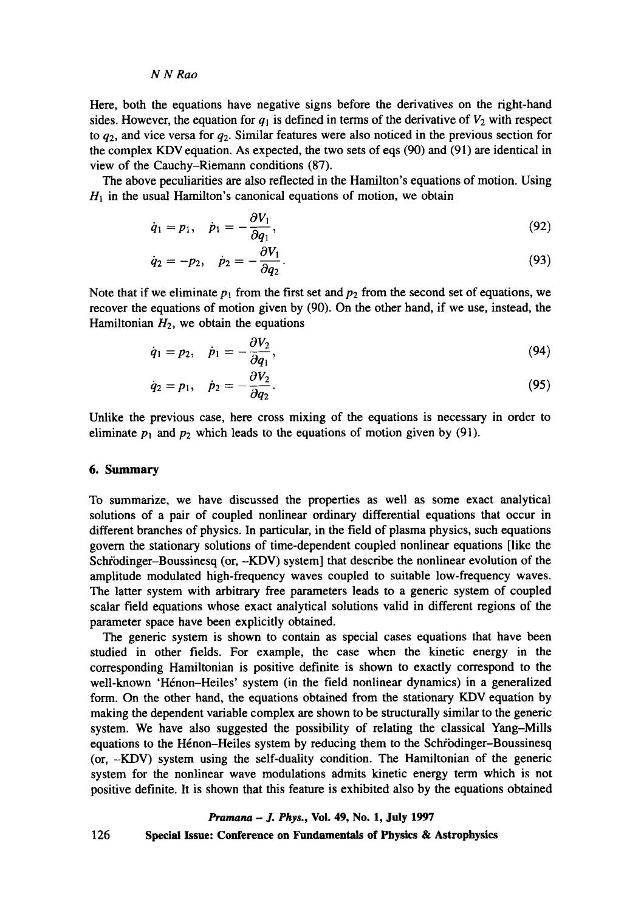Here, both the equations have negative signs before the derivatives on the right-hand sides. However, the equation for $q_1$ is defined in terms of the derivative of $V_2$ with respect to $q_2$, and vice versa for $q_2$. Similar features were also noticed in the previous section for the complex KDV equation. As expected, the two sets of eqs (90) and (91) are identical in view of the Cauchy–Riemann conditions (87).

The above peculiarities are also reflected in the Hamilton's equations of motion. Using $H_1$ in the usual Hamilton's canonical equations of motion, we obtain

$$\dot{q}_1 = p_1, \quad \dot{p}_1 = -\frac{\partial V_1}{\partial q_1}, \tag{92}$$

$$\dot{q}_2 = -p_2, \quad \dot{p}_2 = -\frac{\partial V_1}{\partial q_2}. \tag{93}$$

Note that if we eliminate $p_1$ from the first set and $p_2$ from the second set of equations, we recover the equations of motion given by (90). On the other hand, if we use, instead, the Hamiltonian $H_2$, we obtain the equations

$$\dot{q}_1 = p_2, \quad \dot{p}_1 = -\frac{\partial V_2}{\partial q_1}, \tag{94}$$

$$\dot{q}_2 = p_1, \quad \dot{p}_2 = -\frac{\partial V_2}{\partial q_2}. \tag{95}$$

Unlike the previous case, here cross mixing of the equations is necessary in order to eliminate $p_1$ and $p_2$ which leads to the equations of motion given by (91).

## 6. Summary

To summarize, we have discussed the properties as well as some exact analytical solutions of a pair of coupled nonlinear ordinary differential equations that occur in different branches of physics. In particular, in the field of plasma physics, such equations govern the stationary solutions of time-dependent coupled nonlinear equations [like the Schrödinger–Boussinesq (or, -KDV) system] that describe the nonlinear evolution of the amplitude modulated high-frequency waves coupled to suitable low-frequency waves. The latter system with arbitrary free parameters leads to a generic system of coupled scalar field equations whose exact analytical solutions valid in different regions of the parameter space have been explicitly obtained.

The generic system is shown to contain as special cases equations that have been studied in other fields. For example, the case when the kinetic energy in the corresponding Hamiltonian is positive definite is shown to exactly correspond to the well-known 'Hénon–Heiles' system (in the field nonlinear dynamics) in a generalized form. On the other hand, the equations obtained from the stationary KDV equation by making the dependent variable complex are shown to be structurally similar to the generic system. We have also suggested the possibility of relating the classical Yang-Mills equations to the Hénon–Heiles system by reducing them to the Schrödinger–Boussinesq (or, -KDV) system using the self-duality condition. The Hamiltonian of the generic system for the nonlinear wave modulations admits kinetic energy term which is not positive definite. It is shown that this feature is exhibited also by the equations obtained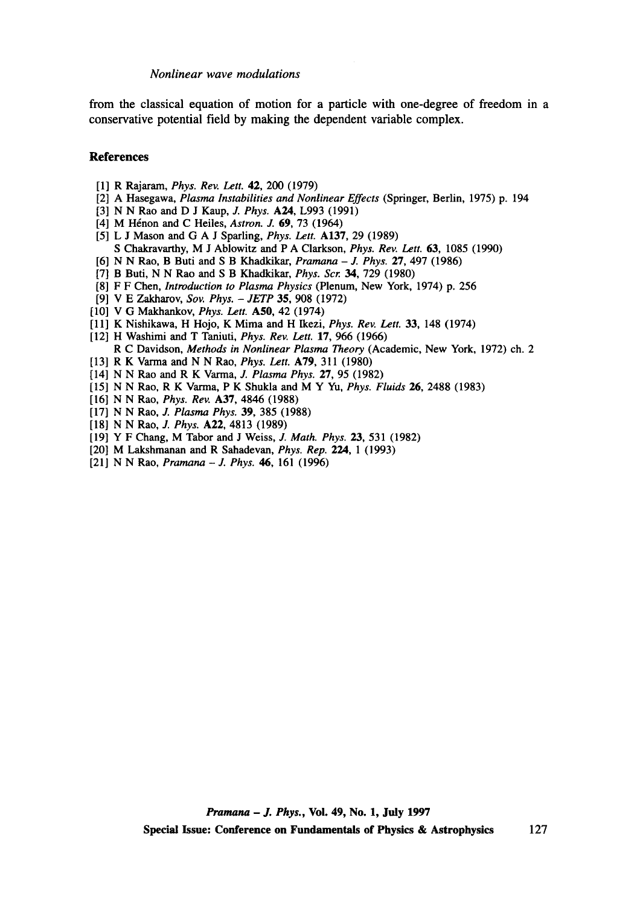from the classical equation of motion for a particle with one-degree of freedom in a conservative potential field by making the dependent variable complex.

## References

[1] R Rajaram, *Phys. Rev. Lett.* **42**, 200 (1979)
[2] A Hasegawa, *Plasma Instabilities and Nonlinear Effects* (Springer, Berlin, 1975) p. 194
[3] N N Rao and D J Kaup, *J. Phys.* **A24**, L993 (1991)
[4] M Hénon and C Heiles, *Astron. J.* **69**, 73 (1964)
[5] L J Mason and G A J Sparling, *Phys. Lett.* **A137**, 29 (1989)
S Chakravarthy, M J Ablowitz and P A Clarkson, *Phys. Rev. Lett.* **63**, 1085 (1990)
[6] N N Rao, B Buti and S B Khadkikar, *Pramana – J. Phys.* **27**, 497 (1986)
[7] B Buti, N N Rao and S B Khadkikar, *Phys. Scr.* **34**, 729 (1980)
[8] F F Chen, *Introduction to Plasma Physics* (Plenum, New York, 1974) p. 256
[9] V E Zakharov, *Sov. Phys. – JETP* **35**, 908 (1972)
[10] V G Makhankov, *Phys. Lett.* **A50**, 42 (1974)
[11] K Nishikawa, H Hojo, K Mima and H Ikezi, *Phys. Rev. Lett.* **33**, 148 (1974)
[12] H Washimi and T Taniuti, *Phys. Rev. Lett.* **17**, 966 (1966)
R C Davidson, *Methods in Nonlinear Plasma Theory* (Academic, New York, 1972) ch. 2
[13] R K Varma and N N Rao, *Phys. Lett.* **A79**, 311 (1980)
[14] N N Rao and R K Varma, *J. Plasma Phys.* **27**, 95 (1982)
[15] N N Rao, R K Varma, P K Shukla and M Y Yu, *Phys. Fluids* **26**, 2488 (1983)
[16] N N Rao, *Phys. Rev.* **A37**, 4846 (1988)
[17] N N Rao, *J. Plasma Phys.* **39**, 385 (1988)
[18] N N Rao, *J. Phys.* **A22**, 4813 (1989)
[19] Y F Chang, M Tabor and J Weiss, *J. Math. Phys.* **23**, 531 (1982)
[20] M Lakshmanan and R Sahadevan, *Phys. Rep.* **224**, 1 (1993)
[21] N N Rao, *Pramana – J. Phys.* **46**, 161 (1996)